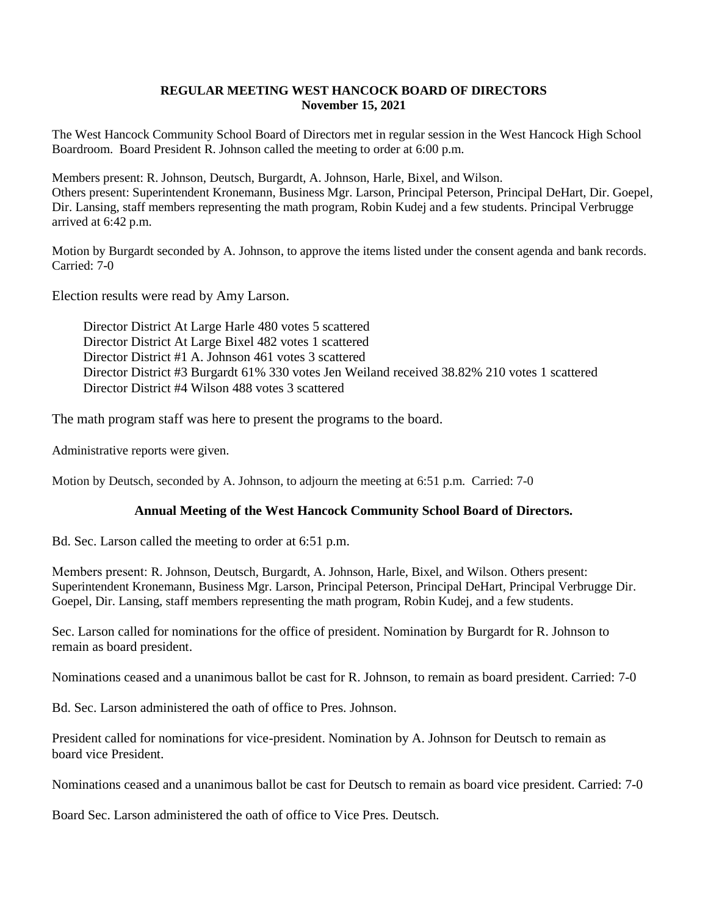**REGULAR MEETING WEST HANCOCK BOARD OF DIRECTORS**
**November 15, 2021**

The West Hancock Community School Board of Directors met in regular session in the West Hancock High School Boardroom. Board President R. Johnson called the meeting to order at 6:00 p.m.

Members present: R. Johnson, Deutsch, Burgardt, A. Johnson, Harle, Bixel, and Wilson.
Others present: Superintendent Kronemann, Business Mgr. Larson, Principal Peterson, Principal DeHart, Dir. Goepel, Dir. Lansing, staff members representing the math program, Robin Kudej and a few students. Principal Verbrugge arrived at 6:42 p.m.

Motion by Burgardt seconded by A. Johnson, to approve the items listed under the consent agenda and bank records. Carried: 7-0

Election results were read by Amy Larson.

Director District At Large Harle 480 votes 5 scattered
Director District At Large Bixel 482 votes 1 scattered
Director District #1 A. Johnson 461 votes 3 scattered
Director District #3 Burgardt 61% 330 votes Jen Weiland received 38.82% 210 votes 1 scattered
Director District #4 Wilson 488 votes 3 scattered

The math program staff was here to present the programs to the board.

Administrative reports were given.

Motion by Deutsch, seconded by A. Johnson, to adjourn the meeting at 6:51 p.m. Carried: 7-0

**Annual Meeting of the West Hancock Community School Board of Directors.**

Bd. Sec. Larson called the meeting to order at 6:51 p.m.

Members present: R. Johnson, Deutsch, Burgardt, A. Johnson, Harle, Bixel, and Wilson. Others present: Superintendent Kronemann, Business Mgr. Larson, Principal Peterson, Principal DeHart, Principal Verbrugge Dir. Goepel, Dir. Lansing, staff members representing the math program, Robin Kudej, and a few students.

Sec. Larson called for nominations for the office of president. Nomination by Burgardt for R. Johnson to remain as board president.

Nominations ceased and a unanimous ballot be cast for R. Johnson, to remain as board president. Carried: 7-0

Bd. Sec. Larson administered the oath of office to Pres. Johnson.

President called for nominations for vice-president. Nomination by A. Johnson for Deutsch to remain as board vice President.

Nominations ceased and a unanimous ballot be cast for Deutsch to remain as board vice president. Carried: 7-0

Board Sec. Larson administered the oath of office to Vice Pres. Deutsch.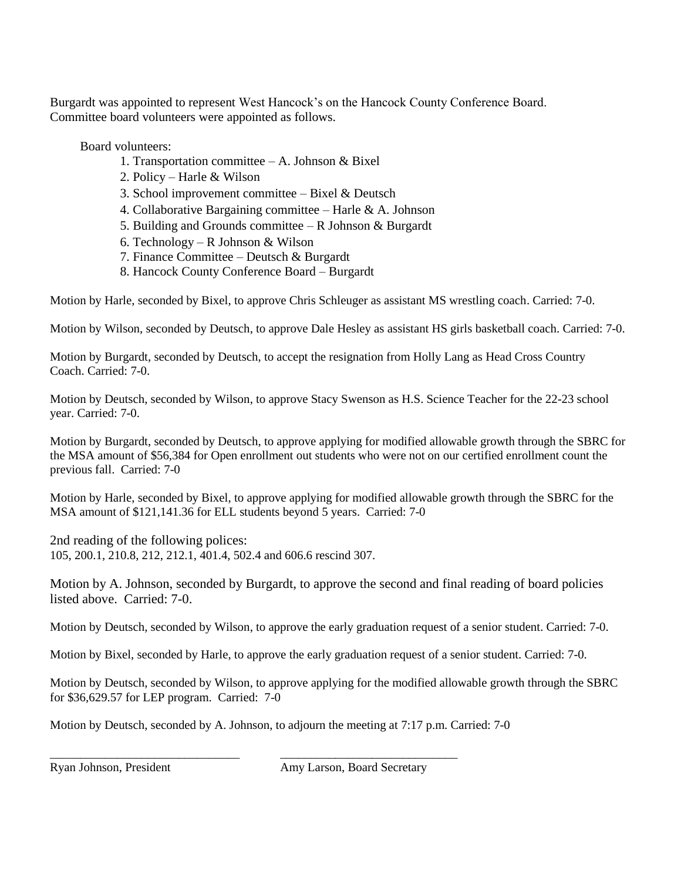Burgardt was appointed to represent West Hancock's on the Hancock County Conference Board. Committee board volunteers were appointed as follows.

Board volunteers:

1. Transportation committee – A. Johnson & Bixel
2. Policy – Harle & Wilson
3. School improvement committee – Bixel & Deutsch
4. Collaborative Bargaining committee – Harle & A. Johnson
5. Building and Grounds committee – R Johnson & Burgardt
6. Technology – R Johnson & Wilson
7. Finance Committee – Deutsch & Burgardt
8. Hancock County Conference Board – Burgardt

Motion by Harle, seconded by Bixel, to approve Chris Schleuger as assistant MS wrestling coach. Carried: 7-0.

Motion by Wilson, seconded by Deutsch, to approve Dale Hesley as assistant HS girls basketball coach. Carried: 7-0.

Motion by Burgardt, seconded by Deutsch, to accept the resignation from Holly Lang as Head Cross Country Coach. Carried: 7-0.

Motion by Deutsch, seconded by Wilson, to approve Stacy Swenson as H.S. Science Teacher for the 22-23 school year. Carried: 7-0.

Motion by Burgardt, seconded by Deutsch, to approve applying for modified allowable growth through the SBRC for the MSA amount of $56,384 for Open enrollment out students who were not on our certified enrollment count the previous fall. Carried: 7-0

Motion by Harle, seconded by Bixel, to approve applying for modified allowable growth through the SBRC for the MSA amount of $121,141.36 for ELL students beyond 5 years. Carried: 7-0

2nd reading of the following polices:
105, 200.1, 210.8, 212, 212.1, 401.4, 502.4 and 606.6 rescind 307.

Motion by A. Johnson, seconded by Burgardt, to approve the second and final reading of board policies listed above. Carried: 7-0.

Motion by Deutsch, seconded by Wilson, to approve the early graduation request of a senior student. Carried: 7-0.

Motion by Bixel, seconded by Harle, to approve the early graduation request of a senior student. Carried: 7-0.

Motion by Deutsch, seconded by Wilson, to approve applying for the modified allowable growth through the SBRC for $36,629.57 for LEP program. Carried: 7-0

Motion by Deutsch, seconded by A. Johnson, to adjourn the meeting at 7:17 p.m. Carried: 7-0

_______________________________ _____________________________

Ryan Johnson, President Amy Larson, Board Secretary